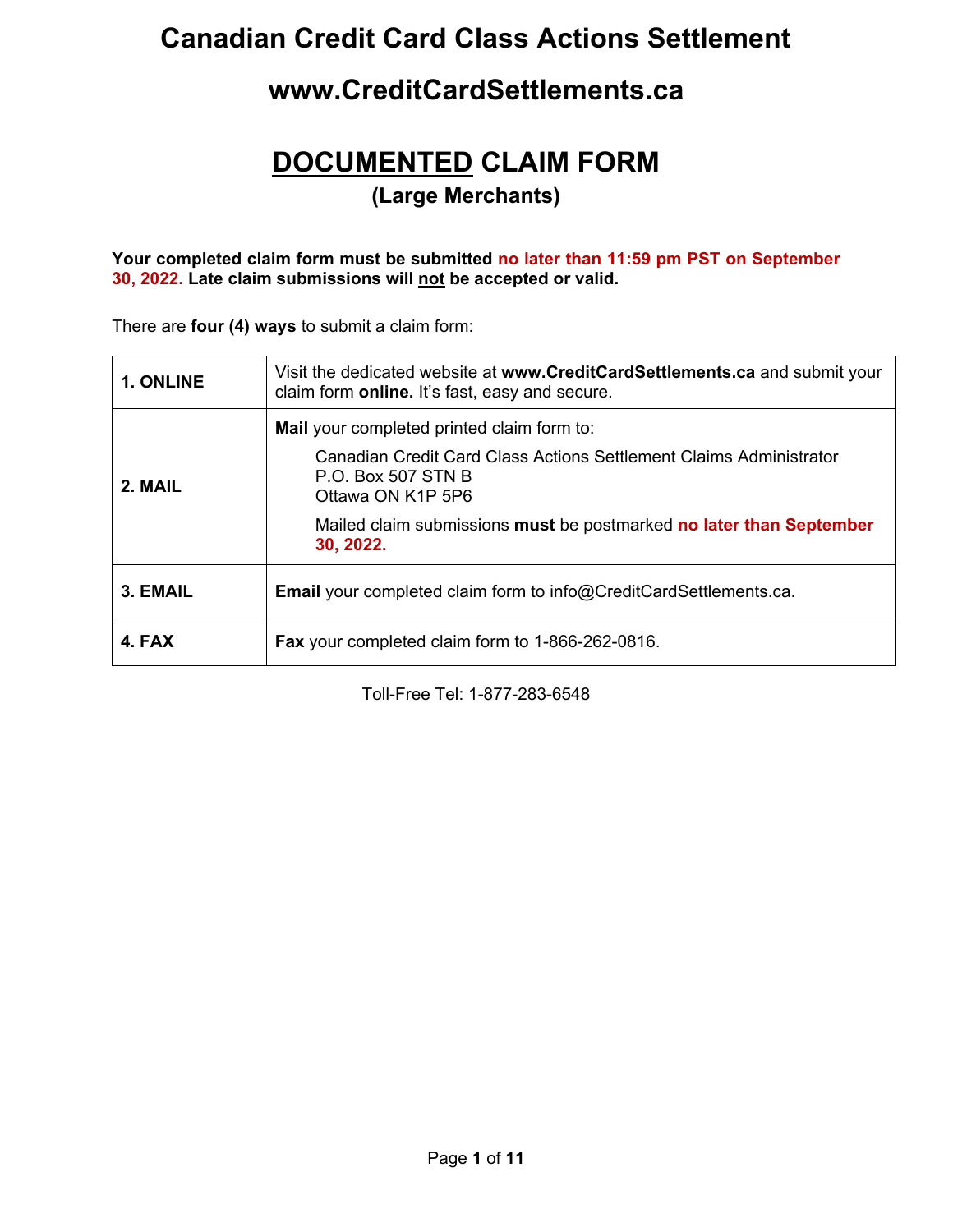# Canadian Credit Card Class Actions Settlement

# www.CreditCardSettlements.ca

## DOCUMENTED CLAIM FORM

### (Large Merchants)

**Your completed claim form must be submitted no later than 11:59 pm PST on September 30, 2022. Late claim submissions will not be accepted or valid.**

There are **four (4) ways** to submit a claim form:

| | |
|---|---|
| **1. ONLINE** | Visit the dedicated website at **www.CreditCardSettlements.ca** and submit your claim form **online.** It's fast, easy and secure. |
| **2. MAIL** | **Mail** your completed printed claim form to:<br>Canadian Credit Card Class Actions Settlement Claims Administrator<br>P.O. Box 507 STN B<br>Ottawa ON K1P 5P6<br>Mailed claim submissions **must** be postmarked **no later than September 30, 2022.** |
| **3. EMAIL** | **Email** your completed claim form to info@CreditCardSettlements.ca. |
| **4. FAX** | **Fax** your completed claim form to 1-866-262-0816. |

Toll-Free Tel: 1-877-283-6548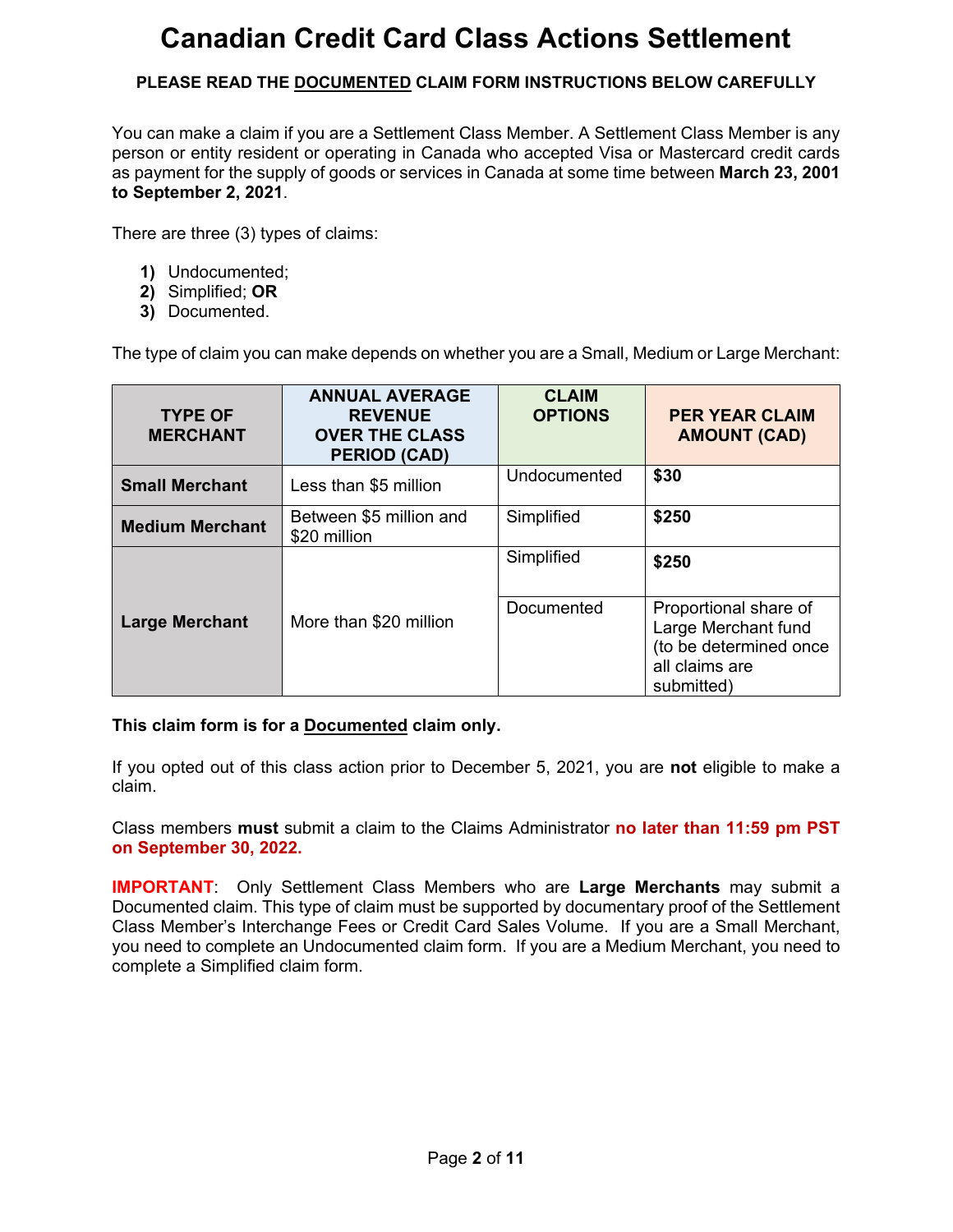# Canadian Credit Card Class Actions Settlement

**PLEASE READ THE DOCUMENTED CLAIM FORM INSTRUCTIONS BELOW CAREFULLY**

You can make a claim if you are a Settlement Class Member. A Settlement Class Member is any person or entity resident or operating in Canada who accepted Visa or Mastercard credit cards as payment for the supply of goods or services in Canada at some time between **March 23, 2001 to September 2, 2021**.

There are three (3) types of claims:

1. Undocumented;
2. Simplified; **OR**
3. Documented.

The type of claim you can make depends on whether you are a Small, Medium or Large Merchant:

| TYPE OF MERCHANT | ANNUAL AVERAGE REVENUE OVER THE CLASS PERIOD (CAD) | CLAIM OPTIONS | PER YEAR CLAIM AMOUNT (CAD) |
|---|---|---|---|
| **Small Merchant** | Less than $5 million | Undocumented | **$30** |
| **Medium Merchant** | Between $5 million and $20 million | Simplified | **$250** |
| **Large Merchant** | More than $20 million | Simplified | **$250** |
| | | Documented | Proportional share of Large Merchant fund (to be determined once all claims are submitted) |

**This claim form is for a Documented claim only.**

If you opted out of this class action prior to December 5, 2021, you are **not** eligible to make a claim.

Class members **must** submit a claim to the Claims Administrator **no later than 11:59 pm PST on September 30, 2022.**

**IMPORTANT**: Only Settlement Class Members who are **Large Merchants** may submit a Documented claim. This type of claim must be supported by documentary proof of the Settlement Class Member's Interchange Fees or Credit Card Sales Volume. If you are a Small Merchant, you need to complete an Undocumented claim form. If you are a Medium Merchant, you need to complete a Simplified claim form.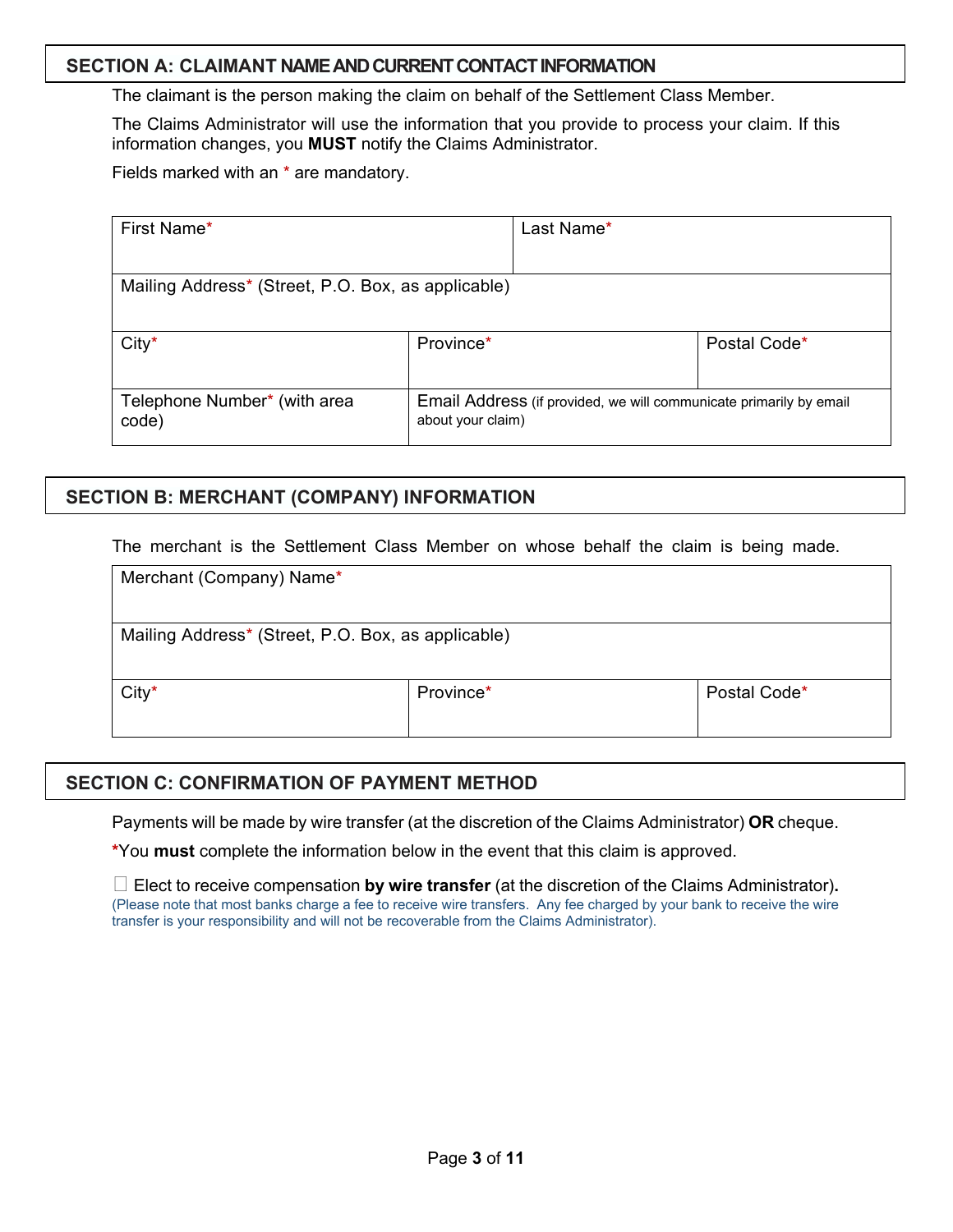## SECTION A: CLAIMANT NAME AND CURRENT CONTACT INFORMATION

The claimant is the person making the claim on behalf of the Settlement Class Member.

The Claims Administrator will use the information that you provide to process your claim. If this information changes, you **MUST** notify the Claims Administrator.

Fields marked with an * are mandatory.

| First Name* | | Last Name* |
|---|---|---|
| Mailing Address* (Street, P.O. Box, as applicable) | | |
| City* | Province* | Postal Code* |
| Telephone Number* (with area code) | Email Address (if provided, we will communicate primarily by email about your claim) | |

## SECTION B: MERCHANT (COMPANY) INFORMATION

The merchant is the Settlement Class Member on whose behalf the claim is being made.

| Merchant (Company) Name* | | |
|---|---|---|
| Mailing Address* (Street, P.O. Box, as applicable) | | |
| City* | Province* | Postal Code* |

## SECTION C: CONFIRMATION OF PAYMENT METHOD

Payments will be made by wire transfer (at the discretion of the Claims Administrator) **OR** cheque.

***You must** complete the information below in the event that this claim is approved.

☐ Elect to receive compensation **by wire transfer** (at the discretion of the Claims Administrator)**.**
(Please note that most banks charge a fee to receive wire transfers. Any fee charged by your bank to receive the wire transfer is your responsibility and will not be recoverable from the Claims Administrator).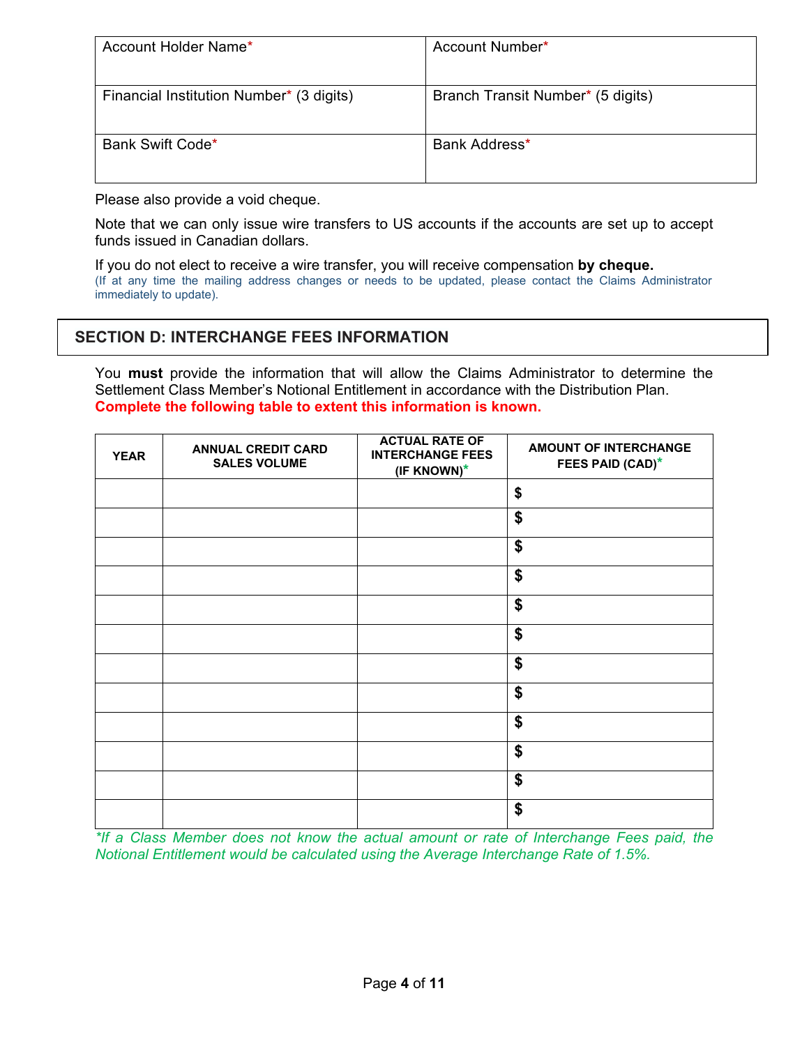| Account Holder Name* | Account Number* |
| --- | --- |
| Financial Institution Number* (3 digits) | Branch Transit Number* (5 digits) |
| Bank Swift Code* | Bank Address* |

Please also provide a void cheque.

Note that we can only issue wire transfers to US accounts if the accounts are set up to accept funds issued in Canadian dollars.

If you do not elect to receive a wire transfer, you will receive compensation **by cheque.**
(If at any time the mailing address changes or needs to be updated, please contact the Claims Administrator immediately to update).

## SECTION D: INTERCHANGE FEES INFORMATION

You **must** provide the information that will allow the Claims Administrator to determine the Settlement Class Member's Notional Entitlement in accordance with the Distribution Plan. **Complete the following table to extent this information is known.**

| YEAR | ANNUAL CREDIT CARD SALES VOLUME | ACTUAL RATE OF INTERCHANGE FEES (IF KNOWN)* | AMOUNT OF INTERCHANGE FEES PAID (CAD)* |
| --- | --- | --- | --- |
| | | | $ |
| | | | $ |
| | | | $ |
| | | | $ |
| | | | $ |
| | | | $ |
| | | | $ |
| | | | $ |
| | | | $ |
| | | | $ |
| | | | $ |
| | | | $ |

*\*If a Class Member does not know the actual amount or rate of Interchange Fees paid, the Notional Entitlement would be calculated using the Average Interchange Rate of 1.5%.*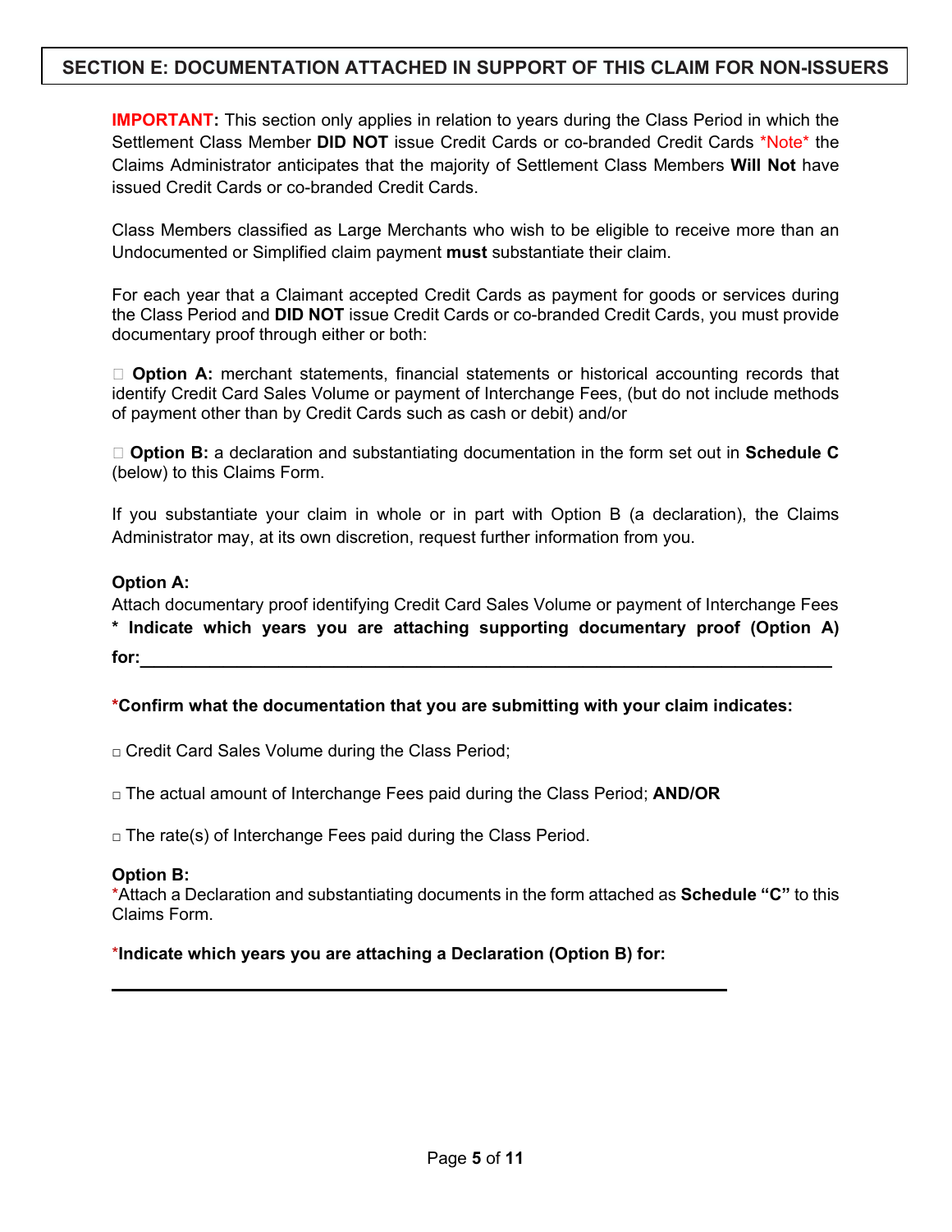## SECTION E: DOCUMENTATION ATTACHED IN SUPPORT OF THIS CLAIM FOR NON-ISSUERS

**IMPORTANT:** This section only applies in relation to years during the Class Period in which the Settlement Class Member **DID NOT** issue Credit Cards or co-branded Credit Cards *Note* the Claims Administrator anticipates that the majority of Settlement Class Members **Will Not** have issued Credit Cards or co-branded Credit Cards.

Class Members classified as Large Merchants who wish to be eligible to receive more than an Undocumented or Simplified claim payment **must** substantiate their claim.

For each year that a Claimant accepted Credit Cards as payment for goods or services during the Class Period and **DID NOT** issue Credit Cards or co-branded Credit Cards, you must provide documentary proof through either or both:

☐ **Option A:** merchant statements, financial statements or historical accounting records that identify Credit Card Sales Volume or payment of Interchange Fees, (but do not include methods of payment other than by Credit Cards such as cash or debit) and/or

☐ **Option B:** a declaration and substantiating documentation in the form set out in **Schedule C** (below) to this Claims Form.

If you substantiate your claim in whole or in part with Option B (a declaration), the Claims Administrator may, at its own discretion, request further information from you.

**Option A:**
Attach documentary proof identifying Credit Card Sales Volume or payment of Interchange Fees
**\* Indicate which years you are attaching supporting documentary proof (Option A) for:**\_\_\_\_\_\_\_\_\_\_\_\_\_\_\_\_\_\_\_\_\_\_\_\_\_\_\_\_\_\_\_\_\_\_\_\_\_\_\_\_\_\_\_\_

**\*Confirm what the documentation that you are submitting with your claim indicates:**

☐ Credit Card Sales Volume during the Class Period;

☐ The actual amount of Interchange Fees paid during the Class Period; **AND/OR**

☐ The rate(s) of Interchange Fees paid during the Class Period.

**Option B:**
\*Attach a Declaration and substantiating documents in the form attached as **Schedule "C"** to this Claims Form.

**\*Indicate which years you are attaching a Declaration (Option B) for:**

\_\_\_\_\_\_\_\_\_\_\_\_\_\_\_\_\_\_\_\_\_\_\_\_\_\_\_\_\_\_\_\_\_\_\_\_\_\_\_\_\_\_\_\_\_\_\_\_\_\_\_\_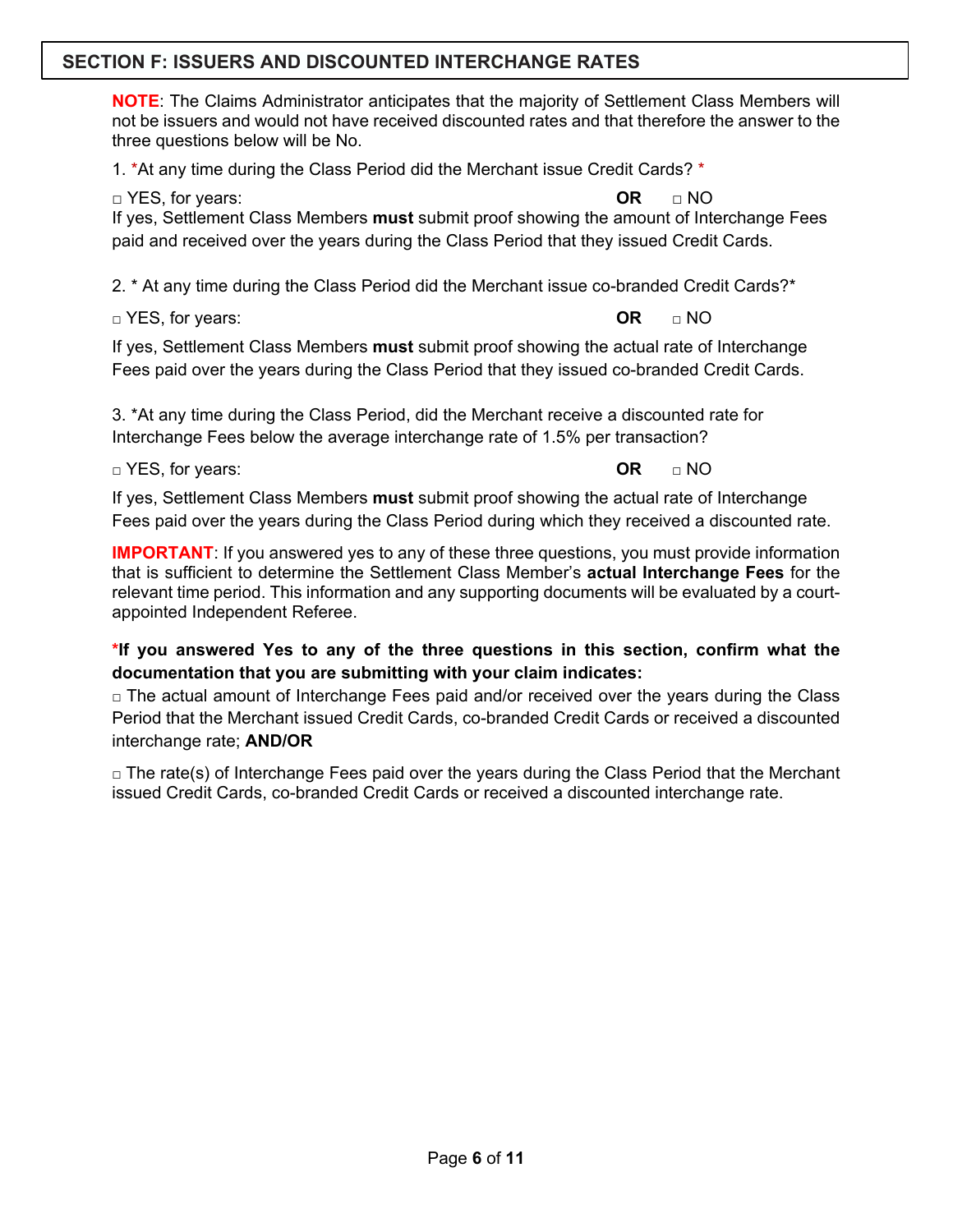## SECTION F: ISSUERS AND DISCOUNTED INTERCHANGE RATES

**NOTE**: The Claims Administrator anticipates that the majority of Settlement Class Members will not be issuers and would not have received discounted rates and that therefore the answer to the three questions below will be No.

1. *At any time during the Class Period did the Merchant issue Credit Cards? *

□ YES, for years: **OR** □ NO

If yes, Settlement Class Members **must** submit proof showing the amount of Interchange Fees paid and received over the years during the Class Period that they issued Credit Cards.

2. * At any time during the Class Period did the Merchant issue co-branded Credit Cards?*

□ YES, for years: **OR** □ NO

If yes, Settlement Class Members **must** submit proof showing the actual rate of Interchange Fees paid over the years during the Class Period that they issued co-branded Credit Cards.

3. *At any time during the Class Period, did the Merchant receive a discounted rate for Interchange Fees below the average interchange rate of 1.5% per transaction?

□ YES, for years: **OR** □ NO

If yes, Settlement Class Members **must** submit proof showing the actual rate of Interchange Fees paid over the years during the Class Period during which they received a discounted rate.

**IMPORTANT**: If you answered yes to any of these three questions, you must provide information that is sufficient to determine the Settlement Class Member's **actual Interchange Fees** for the relevant time period. This information and any supporting documents will be evaluated by a court-appointed Independent Referee.

***If you answered Yes to any of the three questions in this section, confirm what the documentation that you are submitting with your claim indicates:**

□ The actual amount of Interchange Fees paid and/or received over the years during the Class Period that the Merchant issued Credit Cards, co-branded Credit Cards or received a discounted interchange rate; **AND/OR**

□ The rate(s) of Interchange Fees paid over the years during the Class Period that the Merchant issued Credit Cards, co-branded Credit Cards or received a discounted interchange rate.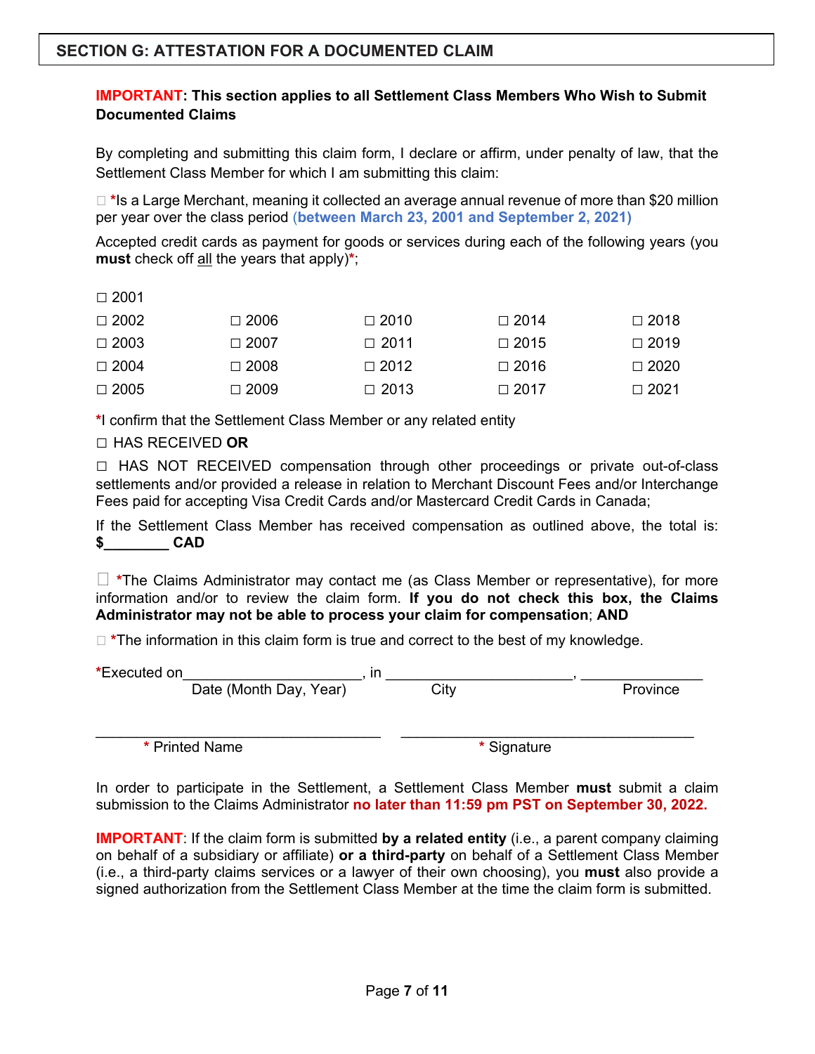## SECTION G: ATTESTATION FOR A DOCUMENTED CLAIM

**IMPORTANT: This section applies to all Settlement Class Members Who Wish to Submit Documented Claims**

By completing and submitting this claim form, I declare or affirm, under penalty of law, that the Settlement Class Member for which I am submitting this claim:

☐ *Is a Large Merchant, meaning it collected an average annual revenue of more than $20 million per year over the class period **(between March 23, 2001 and September 2, 2021)**

Accepted credit cards as payment for goods or services during each of the following years (you **must** check off all the years that apply)*;

| | | | | |
|---|---|---|---|---|
| ☐ 2001 | | | | |
| ☐ 2002 | ☐ 2006 | ☐ 2010 | ☐ 2014 | ☐ 2018 |
| ☐ 2003 | ☐ 2007 | ☐ 2011 | ☐ 2015 | ☐ 2019 |
| ☐ 2004 | ☐ 2008 | ☐ 2012 | ☐ 2016 | ☐ 2020 |
| ☐ 2005 | ☐ 2009 | ☐ 2013 | ☐ 2017 | ☐ 2021 |

*I confirm that the Settlement Class Member or any related entity

☐ HAS RECEIVED **OR**

☐ HAS NOT RECEIVED compensation through other proceedings or private out-of-class settlements and/or provided a release in relation to Merchant Discount Fees and/or Interchange Fees paid for accepting Visa Credit Cards and/or Mastercard Credit Cards in Canada;

If the Settlement Class Member has received compensation as outlined above, the total is: **$________ CAD**

☐ *The Claims Administrator may contact me (as Class Member or representative), for more information and/or to review the claim form. **If you do not check this box, the Claims Administrator may not be able to process your claim for compensation**; **AND**

☐ *The information in this claim form is true and correct to the best of my knowledge.

*Executed on______________________, in ________________________, _______________
Date (Month Day, Year) City Province

_________________________________ _________________________________
* Printed Name * Signature

In order to participate in the Settlement, a Settlement Class Member **must** submit a claim submission to the Claims Administrator **no later than 11:59 pm PST on September 30, 2022.**

**IMPORTANT**: If the claim form is submitted **by a related entity** (i.e., a parent company claiming on behalf of a subsidiary or affiliate) **or a third-party** on behalf of a Settlement Class Member (i.e., a third-party claims services or a lawyer of their own choosing), you **must** also provide a signed authorization from the Settlement Class Member at the time the claim form is submitted.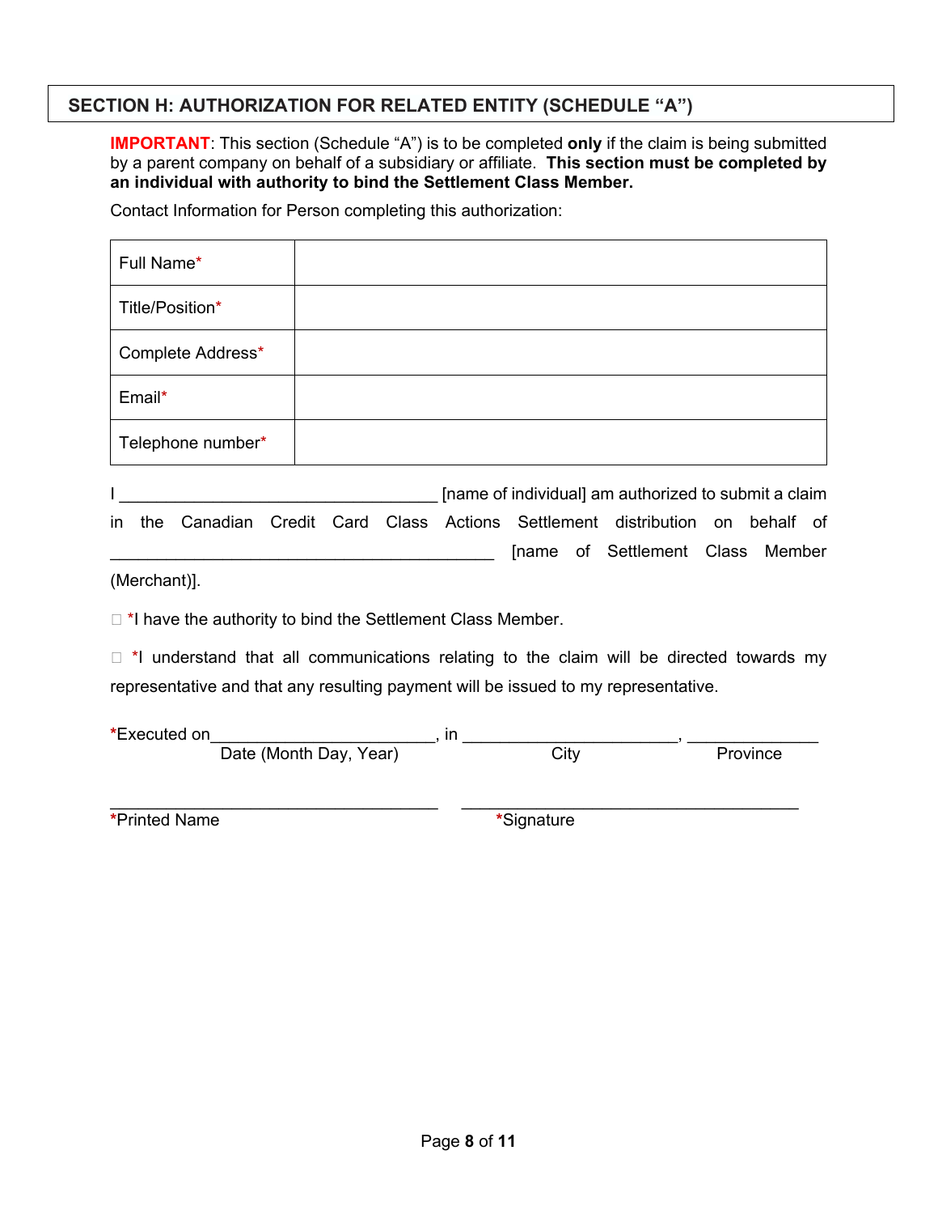## SECTION H: AUTHORIZATION FOR RELATED ENTITY (SCHEDULE "A")

**IMPORTANT**: This section (Schedule "A") is to be completed **only** if the claim is being submitted by a parent company on behalf of a subsidiary or affiliate. **This section must be completed by an individual with authority to bind the Settlement Class Member.**

Contact Information for Person completing this authorization:

| | |
|---|---|
| Full Name* | |
| Title/Position* | |
| Complete Address* | |
| Email* | |
| Telephone number* | |

I ___________________________________ [name of individual] am authorized to submit a claim in the Canadian Credit Card Class Actions Settlement distribution on behalf of ____________________________________________ [name of Settlement Class Member (Merchant)].

☐ *I have the authority to bind the Settlement Class Member.

☐ *I understand that all communications relating to the claim will be directed towards my representative and that any resulting payment will be issued to my representative.

*Executed on_________________________, in _______________________, ______________
Date (Month Day, Year) City Province

_____________________________________ _____________________________________
*Printed Name *Signature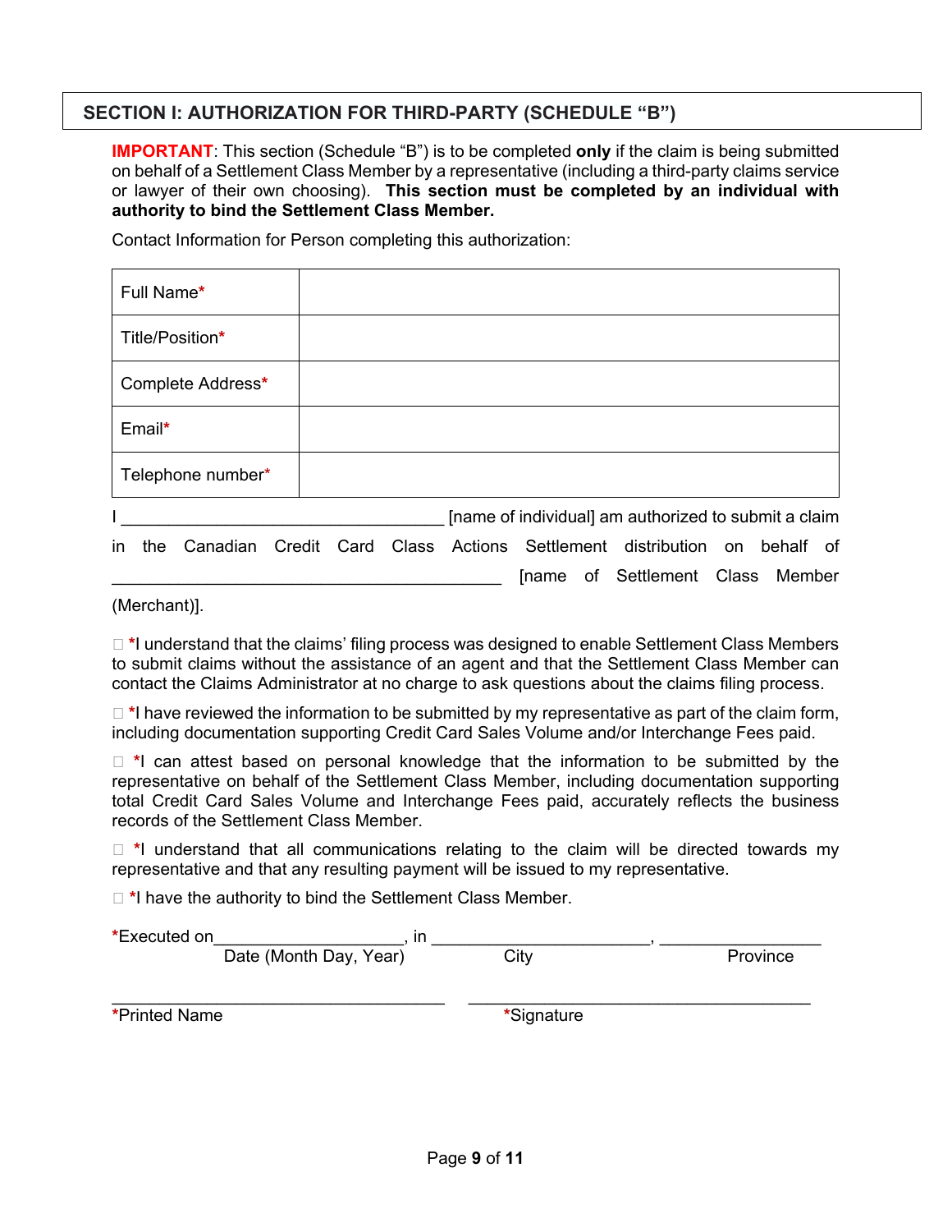## SECTION I: AUTHORIZATION FOR THIRD-PARTY (SCHEDULE "B")

**IMPORTANT**: This section (Schedule "B") is to be completed **only** if the claim is being submitted on behalf of a Settlement Class Member by a representative (including a third-party claims service or lawyer of their own choosing). **This section must be completed by an individual with authority to bind the Settlement Class Member.**

Contact Information for Person completing this authorization:

| | |
|---|---|
| Full Name* | |
| Title/Position* | |
| Complete Address* | |
| Email* | |
| Telephone number* | |

I ___________________________________ [name of individual] am authorized to submit a claim in the Canadian Credit Card Class Actions Settlement distribution on behalf of ___________________________________________ [name of Settlement Class Member (Merchant)].

☐ *I understand that the claims' filing process was designed to enable Settlement Class Members to submit claims without the assistance of an agent and that the Settlement Class Member can contact the Claims Administrator at no charge to ask questions about the claims filing process.

☐ *I have reviewed the information to be submitted by my representative as part of the claim form, including documentation supporting Credit Card Sales Volume and/or Interchange Fees paid.

☐ *I can attest based on personal knowledge that the information to be submitted by the representative on behalf of the Settlement Class Member, including documentation supporting total Credit Card Sales Volume and Interchange Fees paid, accurately reflects the business records of the Settlement Class Member.

☐ *I understand that all communications relating to the claim will be directed towards my representative and that any resulting payment will be issued to my representative.

☐ *I have the authority to bind the Settlement Class Member.

*Executed on____________________, in ________________________, _________________
Date (Month Day, Year) City Province

____________________________________ ______________________________________
*Printed Name *Signature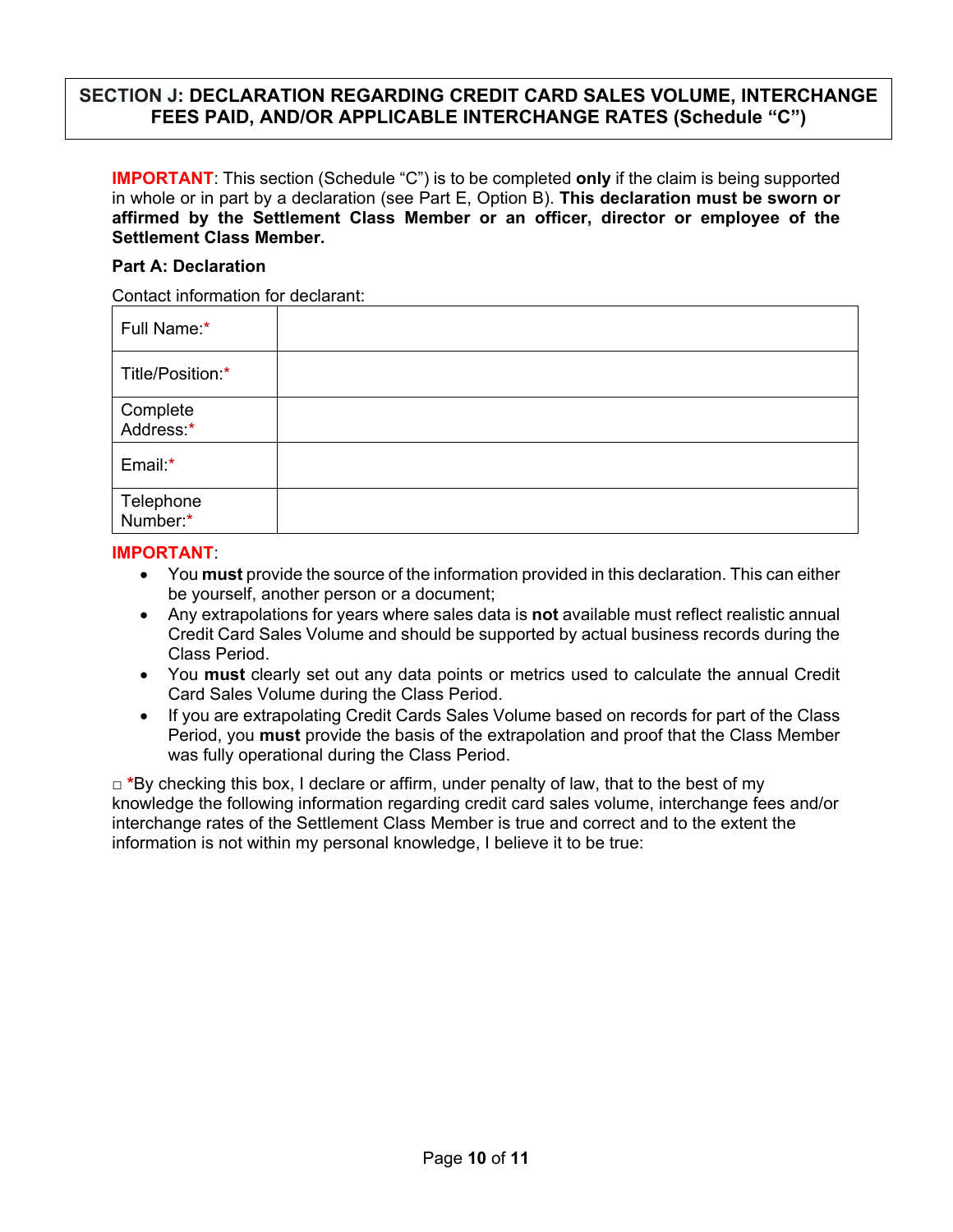## SECTION J: DECLARATION REGARDING CREDIT CARD SALES VOLUME, INTERCHANGE FEES PAID, AND/OR APPLICABLE INTERCHANGE RATES (Schedule "C")

**IMPORTANT**: This section (Schedule "C") is to be completed **only** if the claim is being supported in whole or in part by a declaration (see Part E, Option B). **This declaration must be sworn or affirmed by the Settlement Class Member or an officer, director or employee of the Settlement Class Member.**

**Part A: Declaration**

Contact information for declarant:

| | |
|---|---|
| Full Name:* | |
| Title/Position:* | |
| Complete Address:* | |
| Email:* | |
| Telephone Number:* | |

**IMPORTANT**:

- You **must** provide the source of the information provided in this declaration. This can either be yourself, another person or a document;
- Any extrapolations for years where sales data is **not** available must reflect realistic annual Credit Card Sales Volume and should be supported by actual business records during the Class Period.
- You **must** clearly set out any data points or metrics used to calculate the annual Credit Card Sales Volume during the Class Period.
- If you are extrapolating Credit Cards Sales Volume based on records for part of the Class Period, you **must** provide the basis of the extrapolation and proof that the Class Member was fully operational during the Class Period.

□ *By checking this box, I declare or affirm, under penalty of law, that to the best of my knowledge the following information regarding credit card sales volume, interchange fees and/or interchange rates of the Settlement Class Member is true and correct and to the extent the information is not within my personal knowledge, I believe it to be true: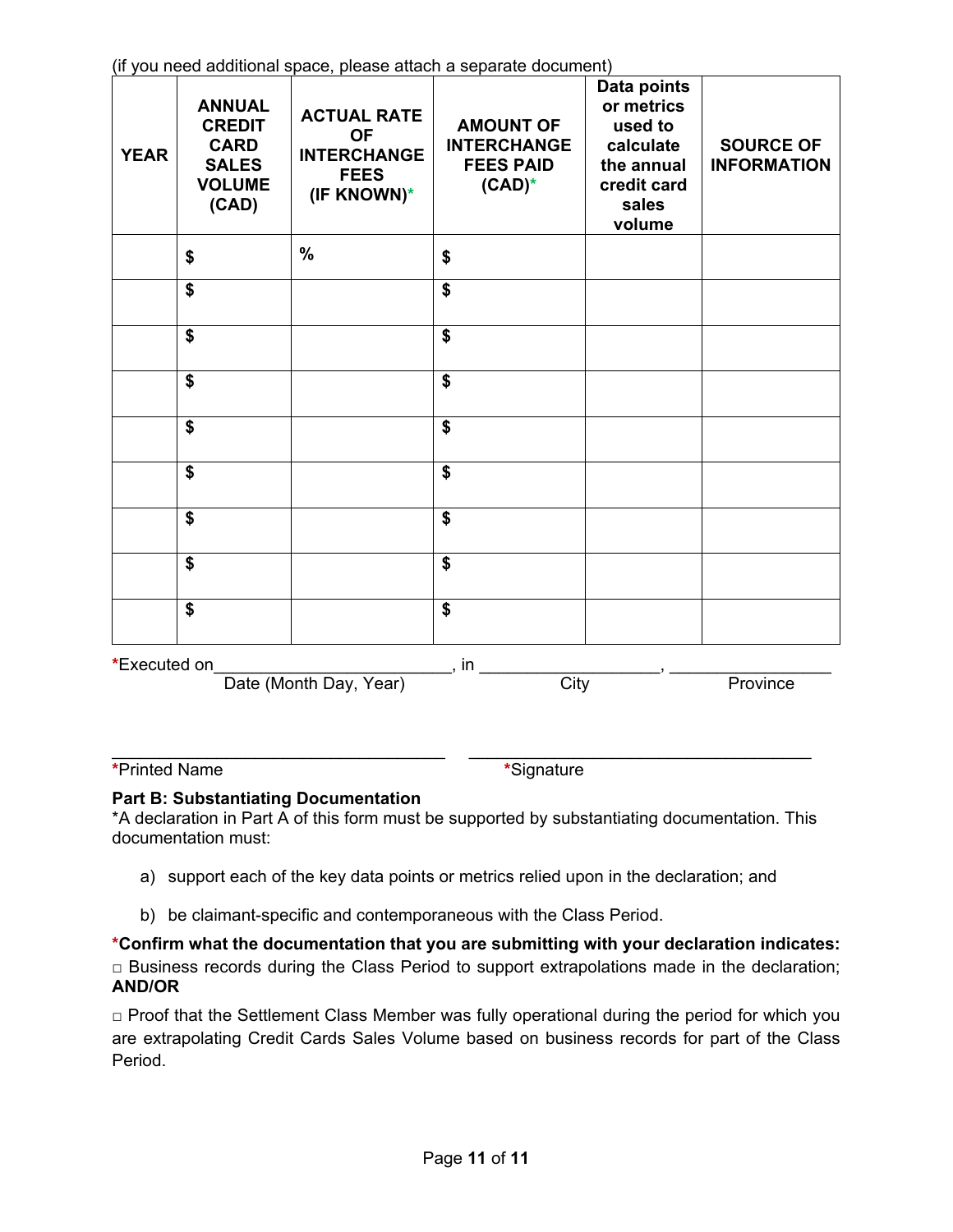(if you need additional space, please attach a separate document)

| YEAR | ANNUAL CREDIT CARD SALES VOLUME (CAD) | ACTUAL RATE OF INTERCHANGE FEES (IF KNOWN)* | AMOUNT OF INTERCHANGE FEES PAID (CAD)* | Data points or metrics used to calculate the annual credit card sales volume | SOURCE OF INFORMATION |
|---|---|---|---|---|---|
| | $ | % | $ | | |
| | $ | | $ | | |
| | $ | | $ | | |
| | $ | | $ | | |
| | $ | | $ | | |
| | $ | | $ | | |
| | $ | | $ | | |
| | $ | | $ | | |
| | $ | | $ | | |

*Executed on_________________________, in ___________________, ________________
Date (Month Day, Year) City Province

___________________________________ ____________________________________
*Printed Name *Signature

**Part B: Substantiating Documentation**

*A declaration in Part A of this form must be supported by substantiating documentation. This documentation must:

a) support each of the key data points or metrics relied upon in the declaration; and

b) be claimant-specific and contemporaneous with the Class Period.

***Confirm what the documentation that you are submitting with your declaration indicates:**

□ Business records during the Class Period to support extrapolations made in the declaration; **AND/OR**

□ Proof that the Settlement Class Member was fully operational during the period for which you are extrapolating Credit Cards Sales Volume based on business records for part of the Class Period.